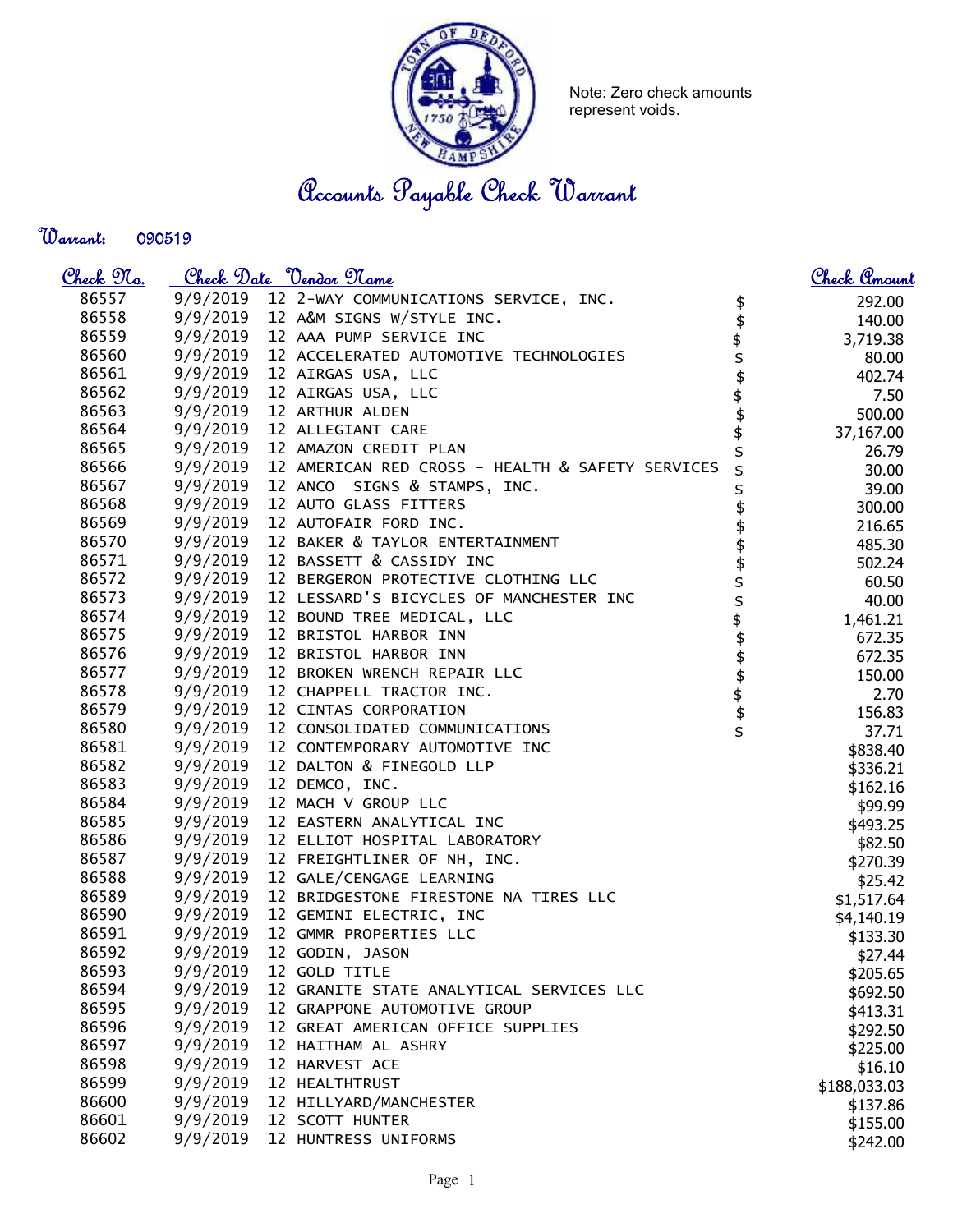Note: Zero check amounts represent voids.

# Accounts Payable Check Warrant

**Warrant:** 090519

| Check No. | Check Date | Vendor Name | | Check Amount |
|---|---|---|---|---|
| 86557 | 9/9/2019 | 12 2-WAY COMMUNICATIONS SERVICE, INC. | $ | 292.00 |
| 86558 | 9/9/2019 | 12 A&M SIGNS W/STYLE INC. | $ | 140.00 |
| 86559 | 9/9/2019 | 12 AAA PUMP SERVICE INC | $ | 3,719.38 |
| 86560 | 9/9/2019 | 12 ACCELERATED AUTOMOTIVE TECHNOLOGIES | $ | 80.00 |
| 86561 | 9/9/2019 | 12 AIRGAS USA, LLC | $ | 402.74 |
| 86562 | 9/9/2019 | 12 AIRGAS USA, LLC | $ | 7.50 |
| 86563 | 9/9/2019 | 12 ARTHUR ALDEN | $ | 500.00 |
| 86564 | 9/9/2019 | 12 ALLEGIANT CARE | $ | 37,167.00 |
| 86565 | 9/9/2019 | 12 AMAZON CREDIT PLAN | $ | 26.79 |
| 86566 | 9/9/2019 | 12 AMERICAN RED CROSS - HEALTH & SAFETY SERVICES | $ | 30.00 |
| 86567 | 9/9/2019 | 12 ANCO SIGNS & STAMPS, INC. | $ | 39.00 |
| 86568 | 9/9/2019 | 12 AUTO GLASS FITTERS | $ | 300.00 |
| 86569 | 9/9/2019 | 12 AUTOFAIR FORD INC. | $ | 216.65 |
| 86570 | 9/9/2019 | 12 BAKER & TAYLOR ENTERTAINMENT | $ | 485.30 |
| 86571 | 9/9/2019 | 12 BASSETT & CASSIDY INC | $ | 502.24 |
| 86572 | 9/9/2019 | 12 BERGERON PROTECTIVE CLOTHING LLC | $ | 60.50 |
| 86573 | 9/9/2019 | 12 LESSARD'S BICYCLES OF MANCHESTER INC | $ | 40.00 |
| 86574 | 9/9/2019 | 12 BOUND TREE MEDICAL, LLC | $ | 1,461.21 |
| 86575 | 9/9/2019 | 12 BRISTOL HARBOR INN | $ | 672.35 |
| 86576 | 9/9/2019 | 12 BRISTOL HARBOR INN | $ | 672.35 |
| 86577 | 9/9/2019 | 12 BROKEN WRENCH REPAIR LLC | $ | 150.00 |
| 86578 | 9/9/2019 | 12 CHAPPELL TRACTOR INC. | $ | 2.70 |
| 86579 | 9/9/2019 | 12 CINTAS CORPORATION | $ | 156.83 |
| 86580 | 9/9/2019 | 12 CONSOLIDATED COMMUNICATIONS | $ | 37.71 |
| 86581 | 9/9/2019 | 12 CONTEMPORARY AUTOMOTIVE INC | | $838.40 |
| 86582 | 9/9/2019 | 12 DALTON & FINEGOLD LLP | | $336.21 |
| 86583 | 9/9/2019 | 12 DEMCO, INC. | | $162.16 |
| 86584 | 9/9/2019 | 12 MACH V GROUP LLC | | $99.99 |
| 86585 | 9/9/2019 | 12 EASTERN ANALYTICAL INC | | $493.25 |
| 86586 | 9/9/2019 | 12 ELLIOT HOSPITAL LABORATORY | | $82.50 |
| 86587 | 9/9/2019 | 12 FREIGHTLINER OF NH, INC. | | $270.39 |
| 86588 | 9/9/2019 | 12 GALE/CENGAGE LEARNING | | $25.42 |
| 86589 | 9/9/2019 | 12 BRIDGESTONE FIRESTONE NA TIRES LLC | | $1,517.64 |
| 86590 | 9/9/2019 | 12 GEMINI ELECTRIC, INC | | $4,140.19 |
| 86591 | 9/9/2019 | 12 GMMR PROPERTIES LLC | | $133.30 |
| 86592 | 9/9/2019 | 12 GODIN, JASON | | $27.44 |
| 86593 | 9/9/2019 | 12 GOLD TITLE | | $205.65 |
| 86594 | 9/9/2019 | 12 GRANITE STATE ANALYTICAL SERVICES LLC | | $692.50 |
| 86595 | 9/9/2019 | 12 GRAPPONE AUTOMOTIVE GROUP | | $413.31 |
| 86596 | 9/9/2019 | 12 GREAT AMERICAN OFFICE SUPPLIES | | $292.50 |
| 86597 | 9/9/2019 | 12 HAITHAM AL ASHRY | | $225.00 |
| 86598 | 9/9/2019 | 12 HARVEST ACE | | $16.10 |
| 86599 | 9/9/2019 | 12 HEALTHTRUST | | $188,033.03 |
| 86600 | 9/9/2019 | 12 HILLYARD/MANCHESTER | | $137.86 |
| 86601 | 9/9/2019 | 12 SCOTT HUNTER | | $155.00 |
| 86602 | 9/9/2019 | 12 HUNTRESS UNIFORMS | | $242.00 |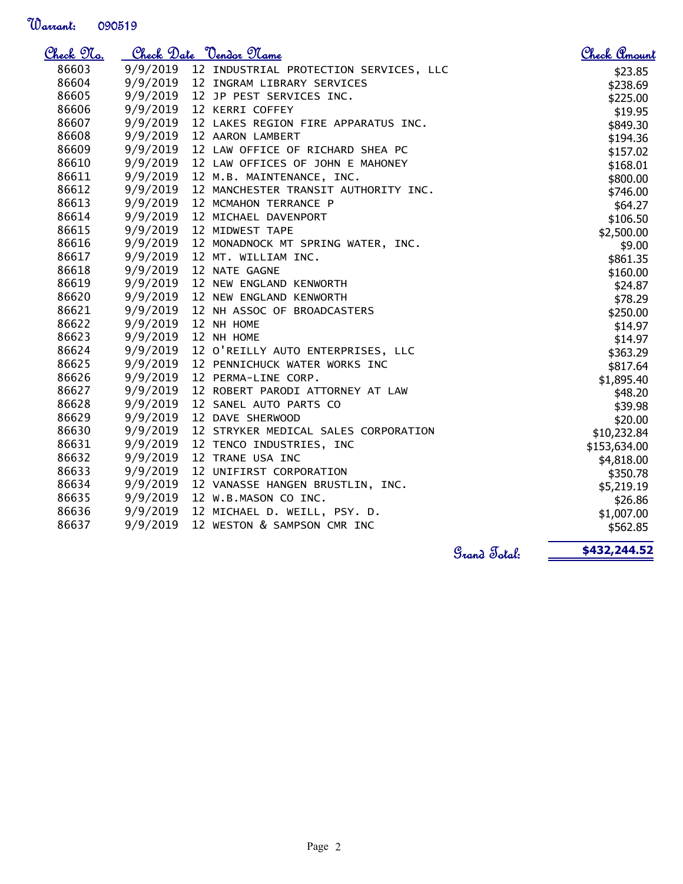Warrant: 090519

| Check No. | Check Date | Vendor Name | Check Amount |
|---|---|---|---|
| 86603 | 9/9/2019 | 12 INDUSTRIAL PROTECTION SERVICES, LLC | $23.85 |
| 86604 | 9/9/2019 | 12 INGRAM LIBRARY SERVICES | $238.69 |
| 86605 | 9/9/2019 | 12 JP PEST SERVICES INC. | $225.00 |
| 86606 | 9/9/2019 | 12 KERRI COFFEY | $19.95 |
| 86607 | 9/9/2019 | 12 LAKES REGION FIRE APPARATUS INC. | $849.30 |
| 86608 | 9/9/2019 | 12 AARON LAMBERT | $194.36 |
| 86609 | 9/9/2019 | 12 LAW OFFICE OF RICHARD SHEA PC | $157.02 |
| 86610 | 9/9/2019 | 12 LAW OFFICES OF JOHN E MAHONEY | $168.01 |
| 86611 | 9/9/2019 | 12 M.B. MAINTENANCE, INC. | $800.00 |
| 86612 | 9/9/2019 | 12 MANCHESTER TRANSIT AUTHORITY INC. | $746.00 |
| 86613 | 9/9/2019 | 12 MCMAHON TERRANCE P | $64.27 |
| 86614 | 9/9/2019 | 12 MICHAEL DAVENPORT | $106.50 |
| 86615 | 9/9/2019 | 12 MIDWEST TAPE | $2,500.00 |
| 86616 | 9/9/2019 | 12 MONADNOCK MT SPRING WATER, INC. | $9.00 |
| 86617 | 9/9/2019 | 12 MT. WILLIAM INC. | $861.35 |
| 86618 | 9/9/2019 | 12 NATE GAGNE | $160.00 |
| 86619 | 9/9/2019 | 12 NEW ENGLAND KENWORTH | $24.87 |
| 86620 | 9/9/2019 | 12 NEW ENGLAND KENWORTH | $78.29 |
| 86621 | 9/9/2019 | 12 NH ASSOC OF BROADCASTERS | $250.00 |
| 86622 | 9/9/2019 | 12 NH HOME | $14.97 |
| 86623 | 9/9/2019 | 12 NH HOME | $14.97 |
| 86624 | 9/9/2019 | 12 O'REILLY AUTO ENTERPRISES, LLC | $363.29 |
| 86625 | 9/9/2019 | 12 PENNICHUCK WATER WORKS INC | $817.64 |
| 86626 | 9/9/2019 | 12 PERMA-LINE CORP. | $1,895.40 |
| 86627 | 9/9/2019 | 12 ROBERT PARODI ATTORNEY AT LAW | $48.20 |
| 86628 | 9/9/2019 | 12 SANEL AUTO PARTS CO | $39.98 |
| 86629 | 9/9/2019 | 12 DAVE SHERWOOD | $20.00 |
| 86630 | 9/9/2019 | 12 STRYKER MEDICAL SALES CORPORATION | $10,232.84 |
| 86631 | 9/9/2019 | 12 TENCO INDUSTRIES, INC | $153,634.00 |
| 86632 | 9/9/2019 | 12 TRANE USA INC | $4,818.00 |
| 86633 | 9/9/2019 | 12 UNIFIRST CORPORATION | $350.78 |
| 86634 | 9/9/2019 | 12 VANASSE HANGEN BRUSTLIN, INC. | $5,219.19 |
| 86635 | 9/9/2019 | 12 W.B.MASON CO INC. | $26.86 |
| 86636 | 9/9/2019 | 12 MICHAEL D. WEILL, PSY. D. | $1,007.00 |
| 86637 | 9/9/2019 | 12 WESTON & SAMPSON CMR INC | $562.85 |
| | | Grand Total: | **$432,244.52** |